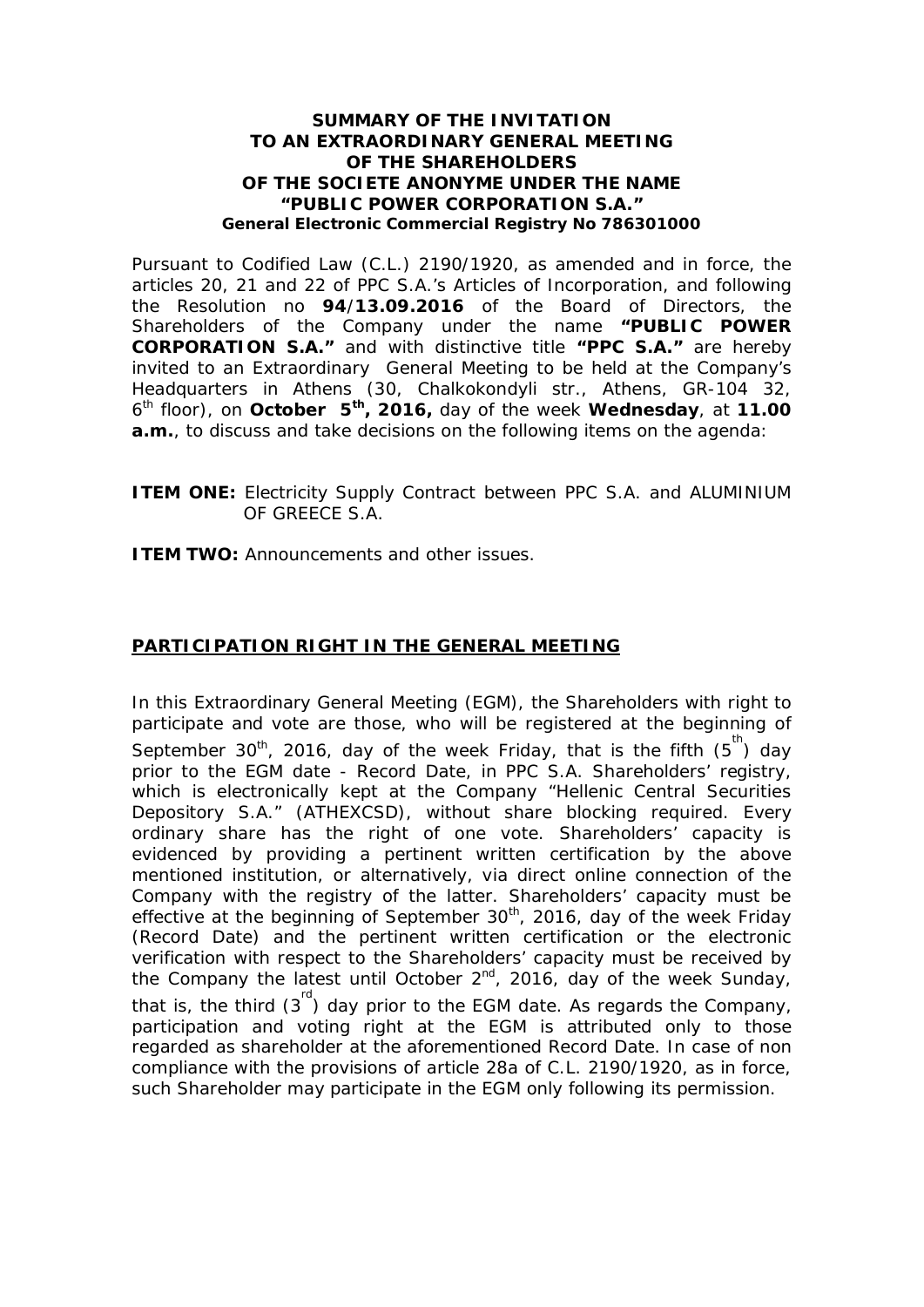# SUMMARY OF THE INVITATION TO AN EXTRAORDINARY GENERAL MEETING OF THE SHAREHOLDERS OF THE SOCIETE ANONYME UNDER THE NAME "PUBLIC POWER CORPORATION S.A."

**General Electronic Commercial Registry No 786301000**

Pursuant to Codified Law (C.L.) 2190/1920, as amended and in force, the articles 20, 21 and 22 of PPC S.A.'s Articles of Incorporation, and following the Resolution no **94/13.09.2016** of the Board of Directors, the Shareholders of the Company under the name **"PUBLIC POWER CORPORATION S.A."** and with distinctive title **"PPC S.A."** are hereby invited to an Extraordinary General Meeting to be held at the Company's Headquarters in Athens (30, Chalkokondyli str., Athens, GR-104 32, 6th floor), on **October 5th, 2016,** day of the week **Wednesday**, at **11.00 a.m.**, to discuss and take decisions on the following items on the agenda:

**ITEM ONE:** Electricity Supply Contract between PPC S.A. and ALUMINIUM OF GREECE S.A.

**ITEM TWO:** Announcements and other issues.

## PARTICIPATION RIGHT IN THE GENERAL MEETING

In this Extraordinary General Meeting (EGM), the Shareholders with right to participate and vote are those, who will be registered at the beginning of September 30th, 2016, day of the week Friday, that is the fifth (5th) day prior to the EGM date - Record Date, in PPC S.A. Shareholders' registry, which is electronically kept at the Company "Hellenic Central Securities Depository S.A." (ATHEXCSD), without share blocking required. Every ordinary share has the right of one vote. Shareholders' capacity is evidenced by providing a pertinent written certification by the above mentioned institution, or alternatively, via direct online connection of the Company with the registry of the latter. Shareholders' capacity must be effective at the beginning of September 30th, 2016, day of the week Friday (Record Date) and the pertinent written certification or the electronic verification with respect to the Shareholders' capacity must be received by the Company the latest until October 2nd, 2016, day of the week Sunday, that is, the third (3rd) day prior to the EGM date. As regards the Company, participation and voting right at the EGM is attributed only to those regarded as shareholder at the aforementioned Record Date. In case of non compliance with the provisions of article 28a of C.L. 2190/1920, as in force, such Shareholder may participate in the EGM only following its permission.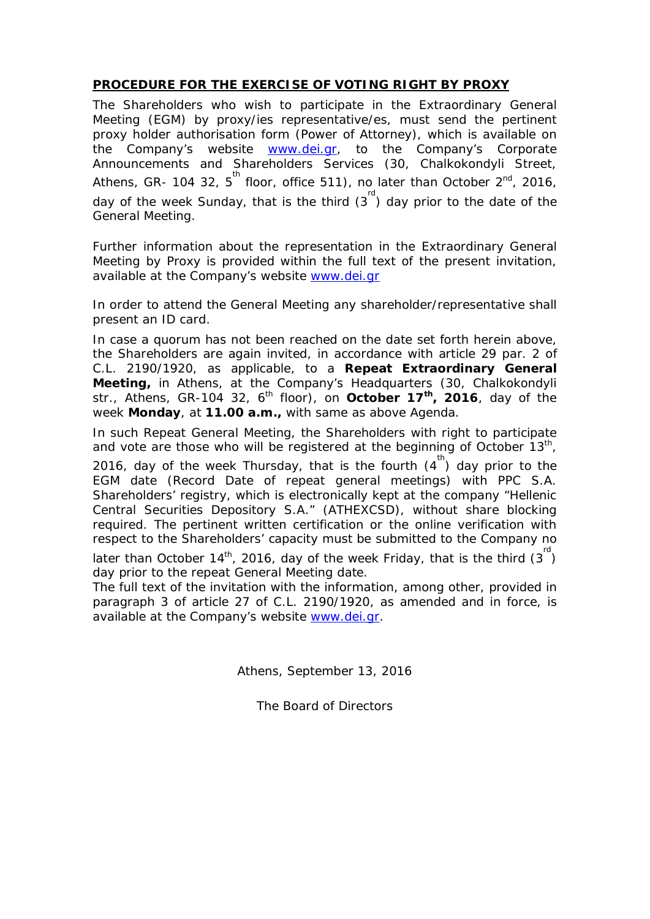**PROCEDURE FOR THE EXERCISE OF VOTING RIGHT BY PROXY**

The Shareholders who wish to participate in the Extraordinary General Meeting (EGM) by proxy/ies representative/es, must send the pertinent proxy holder authorisation form (Power of Attorney), which is available on the Company's website www.dei.gr, to the Company's Corporate Announcements and Shareholders Services (30, Chalkokondyli Street, Athens, GR- 104 32, 5th floor, office 511), no later than October 2nd, 2016, day of the week Sunday, that is the third (3rd) day prior to the date of the General Meeting.

Further information about the representation in the Extraordinary General Meeting by Proxy is provided within the full text of the present invitation, available at the Company's website www.dei.gr

In order to attend the General Meeting any shareholder/representative shall present an ID card.

In case a quorum has not been reached on the date set forth herein above, the Shareholders are again invited, in accordance with article 29 par. 2 of C.L. 2190/1920, as applicable, to a **Repeat Extraordinary General Meeting,** in Athens, at the Company's Headquarters (30, Chalkokondyli str., Athens, GR-104 32, 6th floor), on **October 17th, 2016**, day of the week **Monday**, at **11.00 a.m.,** with same as above Agenda.

In such Repeat General Meeting, the Shareholders with right to participate and vote are those who will be registered at the beginning of October 13th, 2016, day of the week Thursday, that is the fourth (4th) day prior to the EGM date (Record Date of repeat general meetings) with PPC S.A. Shareholders' registry, which is electronically kept at the company "Hellenic Central Securities Depository S.A." (ATHEXCSD), without share blocking required. The pertinent written certification or the online verification with respect to the Shareholders' capacity must be submitted to the Company no later than October 14th, 2016, day of the week Friday, that is the third (3rd) day prior to the repeat General Meeting date.

The full text of the invitation with the information, among other, provided in paragraph 3 of article 27 of C.L. 2190/1920, as amended and in force, is available at the Company's website www.dei.gr.

Athens, September 13, 2016

The Board of Directors